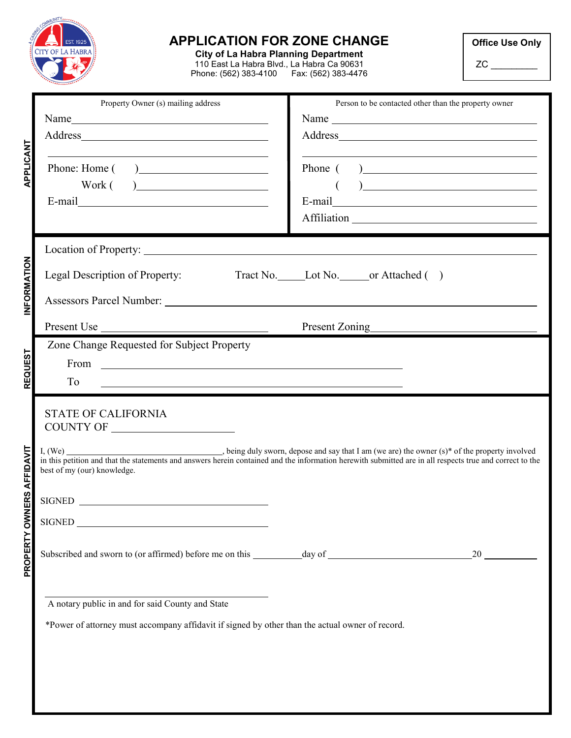# APPLICATION FOR ZONE CHANGE

**City of La Habra Planning Department**
110 East La Habra Blvd., La Habra Ca 90631
Phone: (562) 383-4100 Fax: (562) 383-4476

**Office Use Only**

ZC _________

## APPLICANT

| Property Owner (s) mailing address | Person to be contacted other than the property owner |
|---|---|
| Name_______________ | Name _______________ |
| Address_______________ | Address_______________ |
| Phone: Home ( ) _______________ | Phone ( ) _______________ |
| Work ( ) _______________ | ( ) _______________ |
| E-mail_______________ | E-mail_______________ |
| | Affiliation _______________ |

## INFORMATION

Location of Property: _______________

Legal Description of Property: Tract No._____Lot No._____or Attached ( )

Assessors Parcel Number: _______________

Present Use _______________ Present Zoning_______________

## REQUEST

Zone Change Requested for Subject Property

From _______________

To _______________

## PROPERTY OWNERS AFFIDAVIT

STATE OF CALIFORNIA
COUNTY OF _______________

I, (We) _______________, being duly sworn, depose and say that I am (we are) the owner (s)* of the property involved in this petition and that the statements and answers herein contained and the information herewith submitted are in all respects true and correct to the best of my (our) knowledge.

SIGNED _______________

SIGNED _______________

Subscribed and sworn to (or affirmed) before me on this _________day of _______________20 _______

_______________
A notary public in and for said County and State

*Power of attorney must accompany affidavit if signed by other than the actual owner of record.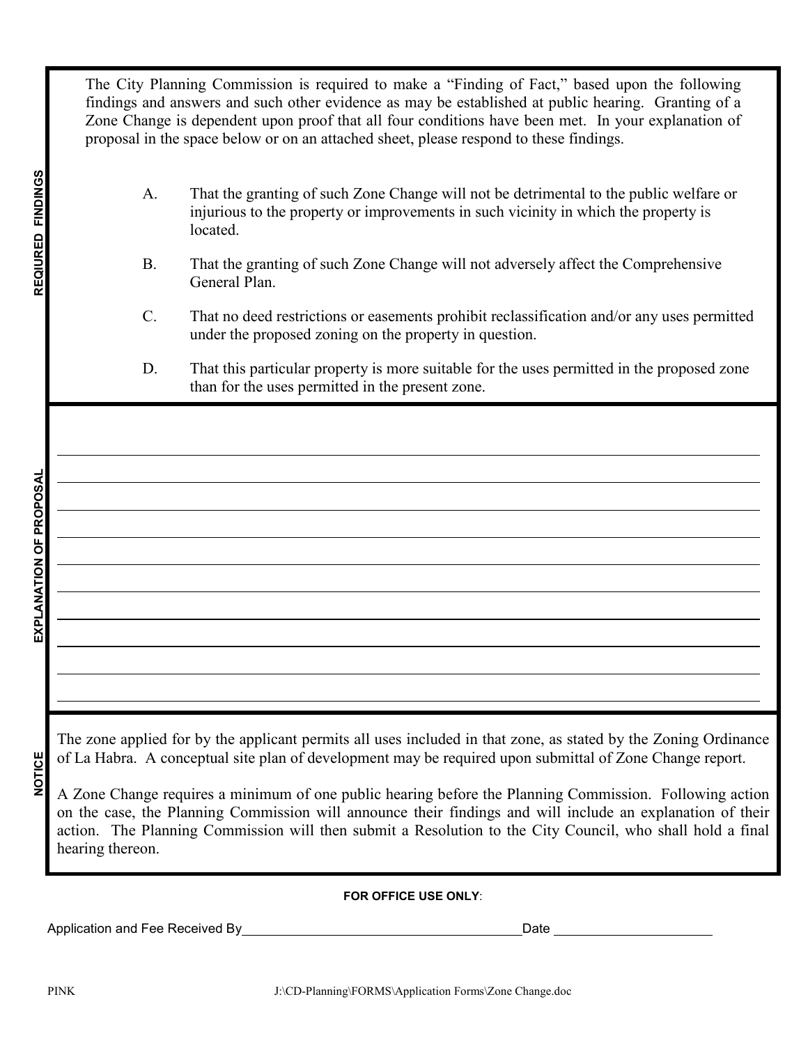## REQUIRED FINDINGS

The City Planning Commission is required to make a "Finding of Fact," based upon the following findings and answers and such other evidence as may be established at public hearing. Granting of a Zone Change is dependent upon proof that all four conditions have been met. In your explanation of proposal in the space below or on an attached sheet, please respond to these findings.

A. That the granting of such Zone Change will not be detrimental to the public welfare or injurious to the property or improvements in such vicinity in which the property is located.

B. That the granting of such Zone Change will not adversely affect the Comprehensive General Plan.

C. That no deed restrictions or easements prohibit reclassification and/or any uses permitted under the proposed zoning on the property in question.

D. That this particular property is more suitable for the uses permitted in the proposed zone than for the uses permitted in the present zone.

## EXPLANATION OF PROPOSAL

______________________________________________________________________________

______________________________________________________________________________

______________________________________________________________________________

______________________________________________________________________________

______________________________________________________________________________

______________________________________________________________________________

______________________________________________________________________________

______________________________________________________________________________

______________________________________________________________________________

______________________________________________________________________________

## NOTICE

The zone applied for by the applicant permits all uses included in that zone, as stated by the Zoning Ordinance of La Habra. A conceptual site plan of development may be required upon submittal of Zone Change report.

A Zone Change requires a minimum of one public hearing before the Planning Commission. Following action on the case, the Planning Commission will announce their findings and will include an explanation of their action. The Planning Commission will then submit a Resolution to the City Council, who shall hold a final hearing thereon.

**FOR OFFICE USE ONLY**:

Application and Fee Received By______________________________ Date ____________________

PINK J:\CD-Planning\FORMS\Application Forms\Zone Change.doc